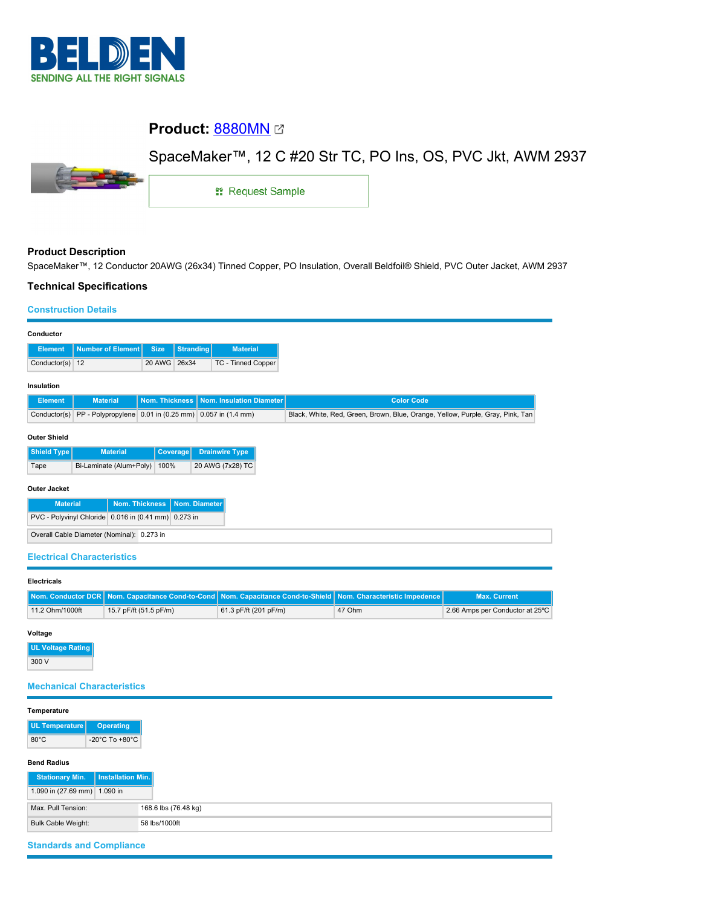# Product: 8880MN

SpaceMaker™, 12 C #20 Str TC, PO Ins, OS, PVC Jkt, AWM 2937

Request Sample

## Product Description

SpaceMaker™, 12 Conductor 20AWG (26x34) Tinned Copper, PO Insulation, Overall Beldfoil® Shield, PVC Outer Jacket, AWM 2937

## Technical Specifications

### Construction Details

**Conductor**

| Element | Number of Element | Size | Stranding | Material |
|---|---|---|---|---|
| Conductor(s) | 12 | 20 AWG | 26x34 | TC - Tinned Copper |

**Insulation**

| Element | Material | Nom. Thickness | Nom. Insulation Diameter | Color Code |
|---|---|---|---|---|
| Conductor(s) | PP - Polypropylene | 0.01 in (0.25 mm) | 0.057 in (1.4 mm) | Black, White, Red, Green, Brown, Blue, Orange, Yellow, Purple, Gray, Pink, Tan |

**Outer Shield**

| Shield Type | Material | Coverage | Drainwire Type |
|---|---|---|---|
| Tape | Bi-Laminate (Alum+Poly) | 100% | 20 AWG (7x28) TC |

**Outer Jacket**

| Material | Nom. Thickness | Nom. Diameter |
|---|---|---|
| PVC - Polyvinyl Chloride | 0.016 in (0.41 mm) | 0.273 in |

| Overall Cable Diameter (Nominal): | 0.273 in |
|---|---|

### Electrical Characteristics

**Electricals**

| Nom. Conductor DCR | Nom. Capacitance Cond-to-Cond | Nom. Capacitance Cond-to-Shield | Nom. Characteristic Impedence | Max. Current |
|---|---|---|---|---|
| 11.2 Ohm/1000ft | 15.7 pF/ft (51.5 pF/m) | 61.3 pF/ft (201 pF/m) | 47 Ohm | 2.66 Amps per Conductor at 25ºC |

**Voltage**

| UL Voltage Rating |
|---|
| 300 V |

### Mechanical Characteristics

**Temperature**

| UL Temperature | Operating |
|---|---|
| 80°C | -20°C To +80°C |

**Bend Radius**

| Stationary Min. | Installation Min. |
|---|---|
| 1.090 in (27.69 mm) | 1.090 in |

| Max. Pull Tension: | 168.6 lbs (76.48 kg) |
|---|---|
| Bulk Cable Weight: | 58 lbs/1000ft |

### Standards and Compliance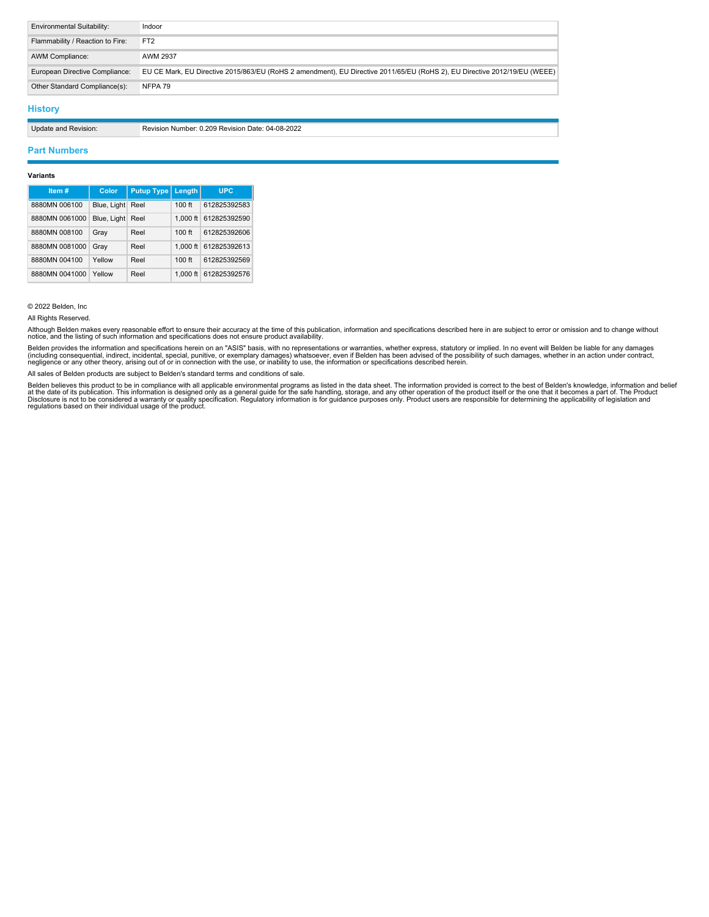| | |
|---|---|
| Environmental Suitability: | Indoor |
| Flammability / Reaction to Fire: | FT2 |
| AWM Compliance: | AWM 2937 |
| European Directive Compliance: | EU CE Mark, EU Directive 2015/863/EU (RoHS 2 amendment), EU Directive 2011/65/EU (RoHS 2), EU Directive 2012/19/EU (WEEE) |
| Other Standard Compliance(s): | NFPA 79 |

## History

| | |
|---|---|
| Update and Revision: | Revision Number: 0.209 Revision Date: 04-08-2022 |

## Part Numbers

**Variants**

| Item # | Color | Putup Type | Length | UPC |
|---|---|---|---|---|
| 8880MN 006100 | Blue, Light | Reel | 100 ft | 612825392583 |
| 8880MN 0061000 | Blue, Light | Reel | 1,000 ft | 612825392590 |
| 8880MN 008100 | Gray | Reel | 100 ft | 612825392606 |
| 8880MN 0081000 | Gray | Reel | 1,000 ft | 612825392613 |
| 8880MN 004100 | Yellow | Reel | 100 ft | 612825392569 |
| 8880MN 0041000 | Yellow | Reel | 1,000 ft | 612825392576 |

© 2022 Belden, Inc

All Rights Reserved.

Although Belden makes every reasonable effort to ensure their accuracy at the time of this publication, information and specifications described here in are subject to error or omission and to change without notice, and the listing of such information and specifications does not ensure product availability.

Belden provides the information and specifications herein on an "ASIS" basis, with no representations or warranties, whether express, statutory or implied. In no event will Belden be liable for any damages (including consequential, indirect, incidental, special, punitive, or exemplary damages) whatsoever, even if Belden has been advised of the possibility of such damages, whether in an action under contract, negligence or any other theory, arising out of or in connection with the use, or inability to use, the information or specifications described herein.

All sales of Belden products are subject to Belden's standard terms and conditions of sale.

Belden believes this product to be in compliance with all applicable environmental programs as listed in the data sheet. The information provided is correct to the best of Belden's knowledge, information and belief at the date of its publication. This information is designed only as a general guide for the safe handling, storage, and any other operation of the product itself or the one that it becomes a part of. The Product Disclosure is not to be considered a warranty or quality specification. Regulatory information is for guidance purposes only. Product users are responsible for determining the applicability of legislation and regulations based on their individual usage of the product.